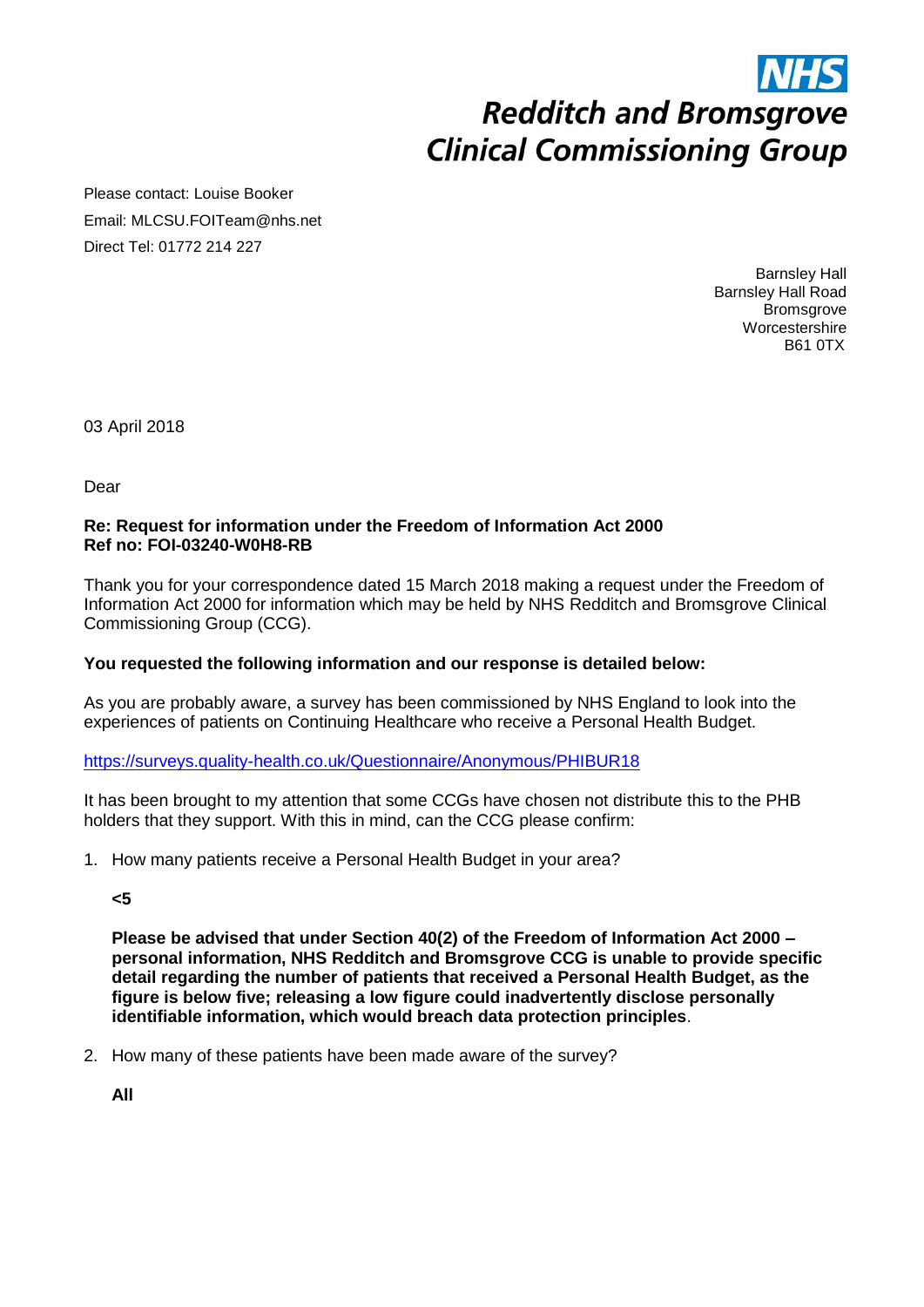**NHS**

***Redditch and Bromsgrove Clinical Commissioning Group***

Please contact: Louise Booker
Email: MLCSU.FOITeam@nhs.net
Direct Tel: 01772 214 227

Barnsley Hall
Barnsley Hall Road
Bromsgrove
Worcestershire
B61 0TX

03 April 2018

Dear

**Re: Request for information under the Freedom of Information Act 2000**
**Ref no: FOI-03240-W0H8-RB**

Thank you for your correspondence dated 15 March 2018 making a request under the Freedom of Information Act 2000 for information which may be held by NHS Redditch and Bromsgrove Clinical Commissioning Group (CCG).

**You requested the following information and our response is detailed below:**

As you are probably aware, a survey has been commissioned by NHS England to look into the experiences of patients on Continuing Healthcare who receive a Personal Health Budget.

[https://surveys.quality-health.co.uk/Questionnaire/Anonymous/PHIBUR18](https://surveys.quality-health.co.uk/Questionnaire/Anonymous/PHIBUR18)

It has been brought to my attention that some CCGs have chosen not distribute this to the PHB holders that they support. With this in mind, can the CCG please confirm:

1. How many patients receive a Personal Health Budget in your area?

   **<5**

   **Please be advised that under Section 40(2) of the Freedom of Information Act 2000 – personal information, NHS Redditch and Bromsgrove CCG is unable to provide specific detail regarding the number of patients that received a Personal Health Budget, as the figure is below five; releasing a low figure could inadvertently disclose personally identifiable information, which would breach data protection principles**.

2. How many of these patients have been made aware of the survey?

   **All**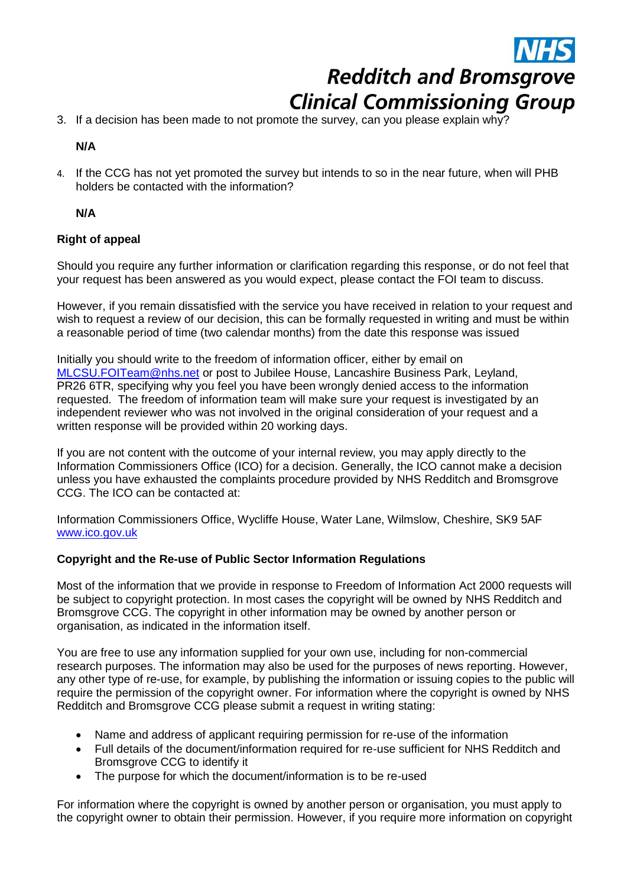3. If a decision has been made to not promote the survey, can you please explain why?

   **N/A**

4. If the CCG has not yet promoted the survey but intends to so in the near future, when will PHB holders be contacted with the information?

   **N/A**

**Right of appeal**

Should you require any further information or clarification regarding this response, or do not feel that your request has been answered as you would expect, please contact the FOI team to discuss.

However, if you remain dissatisfied with the service you have received in relation to your request and wish to request a review of our decision, this can be formally requested in writing and must be within a reasonable period of time (two calendar months) from the date this response was issued

Initially you should write to the freedom of information officer, either by email on MLCSU.FOITeam@nhs.net or post to Jubilee House, Lancashire Business Park, Leyland, PR26 6TR, specifying why you feel you have been wrongly denied access to the information requested. The freedom of information team will make sure your request is investigated by an independent reviewer who was not involved in the original consideration of your request and a written response will be provided within 20 working days.

If you are not content with the outcome of your internal review, you may apply directly to the Information Commissioners Office (ICO) for a decision. Generally, the ICO cannot make a decision unless you have exhausted the complaints procedure provided by NHS Redditch and Bromsgrove CCG. The ICO can be contacted at:

Information Commissioners Office, Wycliffe House, Water Lane, Wilmslow, Cheshire, SK9 5AF
www.ico.gov.uk

**Copyright and the Re-use of Public Sector Information Regulations**

Most of the information that we provide in response to Freedom of Information Act 2000 requests will be subject to copyright protection. In most cases the copyright will be owned by NHS Redditch and Bromsgrove CCG. The copyright in other information may be owned by another person or organisation, as indicated in the information itself.

You are free to use any information supplied for your own use, including for non-commercial research purposes. The information may also be used for the purposes of news reporting. However, any other type of re-use, for example, by publishing the information or issuing copies to the public will require the permission of the copyright owner. For information where the copyright is owned by NHS Redditch and Bromsgrove CCG please submit a request in writing stating:

- Name and address of applicant requiring permission for re-use of the information
- Full details of the document/information required for re-use sufficient for NHS Redditch and Bromsgrove CCG to identify it
- The purpose for which the document/information is to be re-used

For information where the copyright is owned by another person or organisation, you must apply to the copyright owner to obtain their permission. However, if you require more information on copyright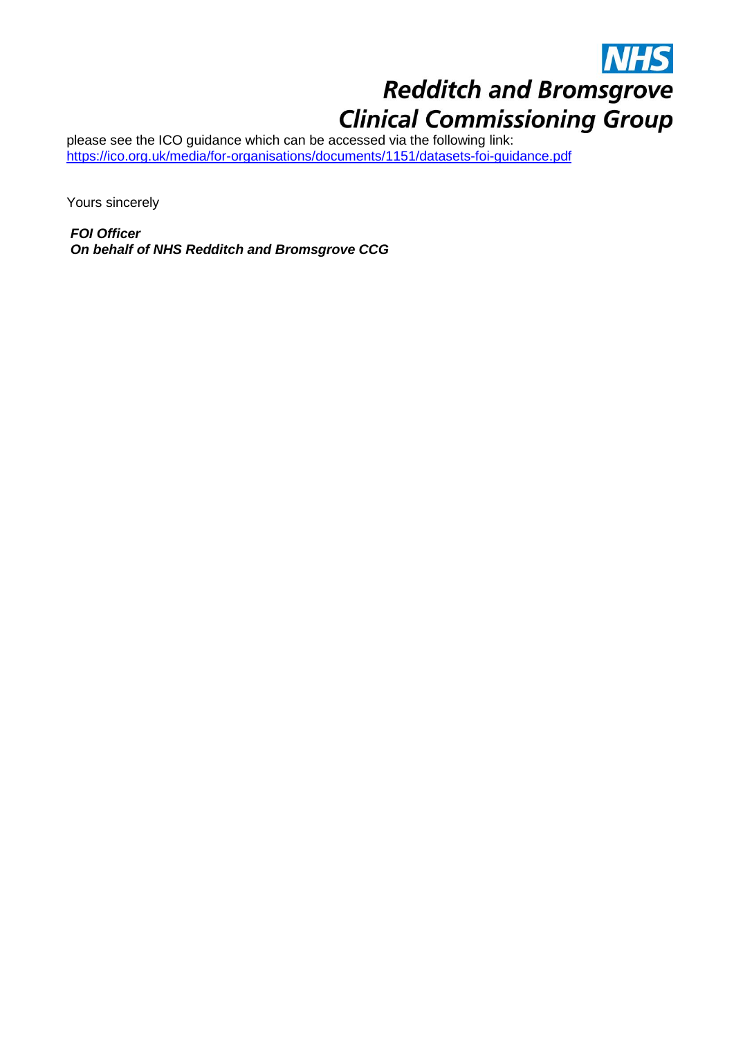please see the ICO guidance which can be accessed via the following link:
https://ico.org.uk/media/for-organisations/documents/1151/datasets-foi-guidance.pdf

Yours sincerely

***FOI Officer***
***On behalf of NHS Redditch and Bromsgrove CCG***